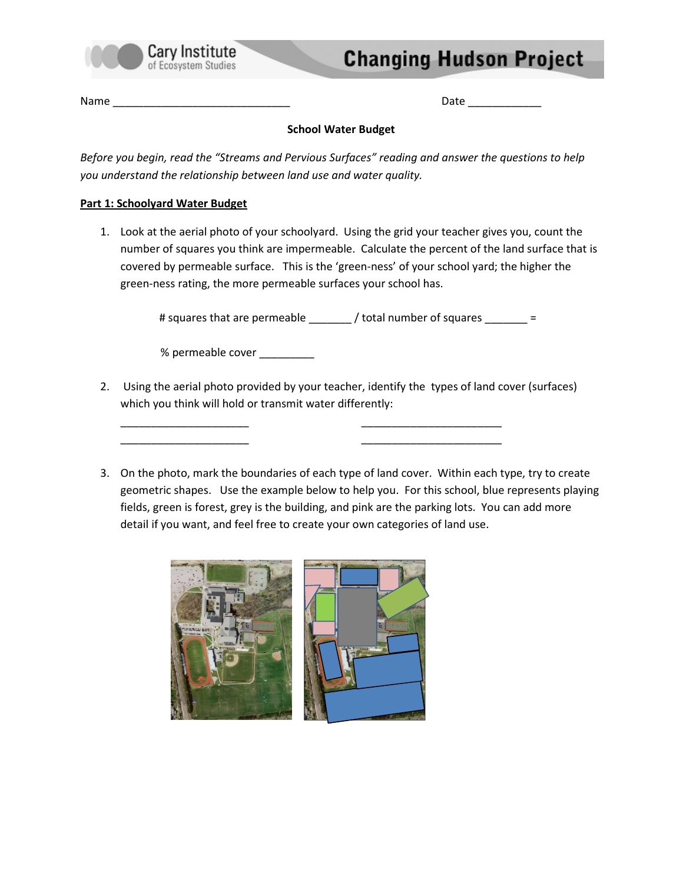Name ______________________________ Date ____________

**School Water Budget**

*Before you begin, read the "Streams and Pervious Surfaces" reading and answer the questions to help you understand the relationship between land use and water quality.*

**Part 1: Schoolyard Water Budget**

1. Look at the aerial photo of your schoolyard. Using the grid your teacher gives you, count the number of squares you think are impermeable. Calculate the percent of the land surface that is covered by permeable surface. This is the 'green-ness' of your school yard; the higher the green-ness rating, the more permeable surfaces your school has.

   # squares that are permeable _______ / total number of squares _______ =

   % permeable cover _________

2. Using the aerial photo provided by your teacher, identify the types of land cover (surfaces) which you think will hold or transmit water differently:

   ______________________ ________________________

   ______________________ ________________________

3. On the photo, mark the boundaries of each type of land cover. Within each type, try to create geometric shapes. Use the example below to help you. For this school, blue represents playing fields, green is forest, grey is the building, and pink are the parking lots. You can add more detail if you want, and feel free to create your own categories of land use.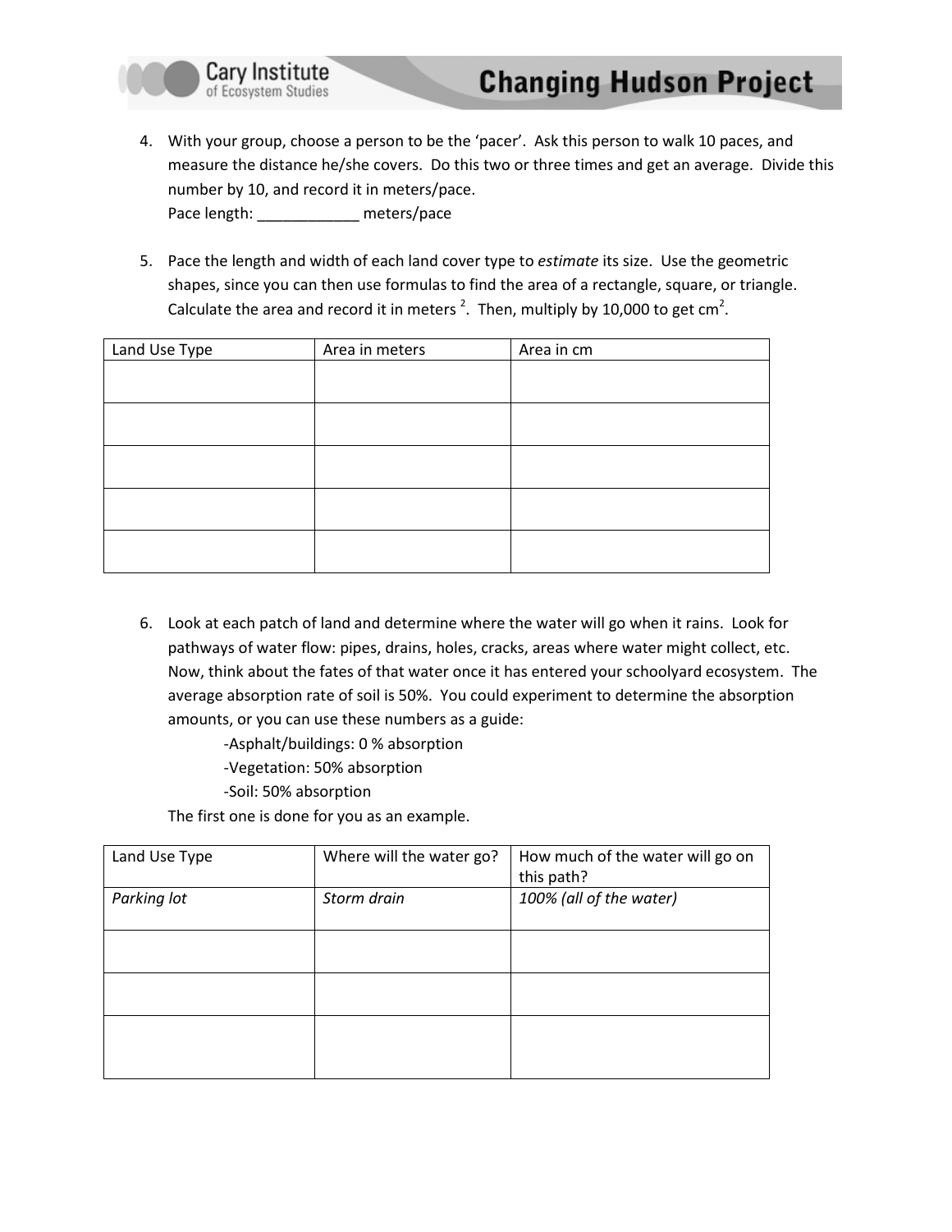4. With your group, choose a person to be the 'pacer'. Ask this person to walk 10 paces, and measure the distance he/she covers. Do this two or three times and get an average. Divide this number by 10, and record it in meters/pace.
   Pace length: ____________ meters/pace

5. Pace the length and width of each land cover type to *estimate* its size. Use the geometric shapes, since you can then use formulas to find the area of a rectangle, square, or triangle. Calculate the area and record it in meters $^2$. Then, multiply by 10,000 to get $cm^2$.

| Land Use Type | Area in meters | Area in cm |
|---|---|---|
| | | |
| | | |
| | | |
| | | |
| | | |

6. Look at each patch of land and determine where the water will go when it rains. Look for pathways of water flow: pipes, drains, holes, cracks, areas where water might collect, etc. Now, think about the fates of that water once it has entered your schoolyard ecosystem. The average absorption rate of soil is 50%. You could experiment to determine the absorption amounts, or you can use these numbers as a guide:
   - -Asphalt/buildings: 0 % absorption
   - -Vegetation: 50% absorption
   - -Soil: 50% absorption

   The first one is done for you as an example.

| Land Use Type | Where will the water go? | How much of the water will go on this path? |
|---|---|---|
| *Parking lot* | *Storm drain* | *100% (all of the water)* |
| | | |
| | | |
| | | |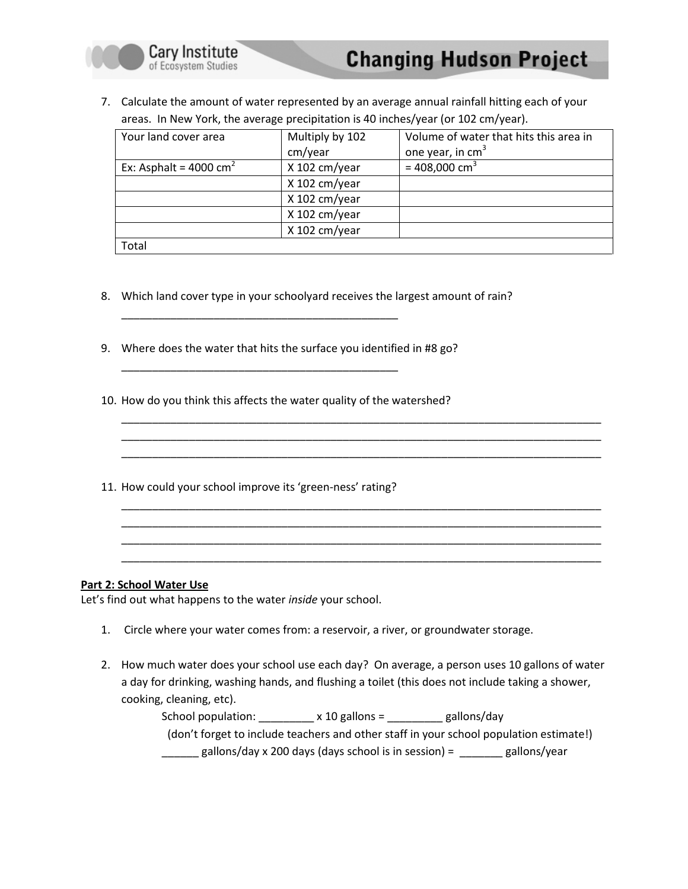7. Calculate the amount of water represented by an average annual rainfall hitting each of your areas. In New York, the average precipitation is 40 inches/year (or 102 cm/year).

| Your land cover area | Multiply by 102 cm/year | Volume of water that hits this area in one year, in $cm^3$ |
|---|---|---|
| Ex: Asphalt = 4000 $cm^2$ | X 102 cm/year | = 408,000 $cm^3$ |
| | X 102 cm/year | |
| | X 102 cm/year | |
| | X 102 cm/year | |
| | X 102 cm/year | |
| Total | | |

8. Which land cover type in your schoolyard receives the largest amount of rain?

 ______________________________________________

9. Where does the water that hits the surface you identified in #8 go?

 ______________________________________________

10. How do you think this affects the water quality of the watershed?

 ________________________________________________________________________________
 ________________________________________________________________________________
 ________________________________________________________________________________

11. How could your school improve its 'green-ness' rating?

 ________________________________________________________________________________
 ________________________________________________________________________________
 ________________________________________________________________________________
 ________________________________________________________________________________

**Part 2: School Water Use**

Let's find out what happens to the water *inside* your school.

1. Circle where your water comes from: a reservoir, a river, or groundwater storage.

2. How much water does your school use each day? On average, a person uses 10 gallons of water a day for drinking, washing hands, and flushing a toilet (this does not include taking a shower, cooking, cleaning, etc).

 School population: _________ x 10 gallons = _________ gallons/day

 (don't forget to include teachers and other staff in your school population estimate!)

 ______ gallons/day x 200 days (days school is in session) = _______ gallons/year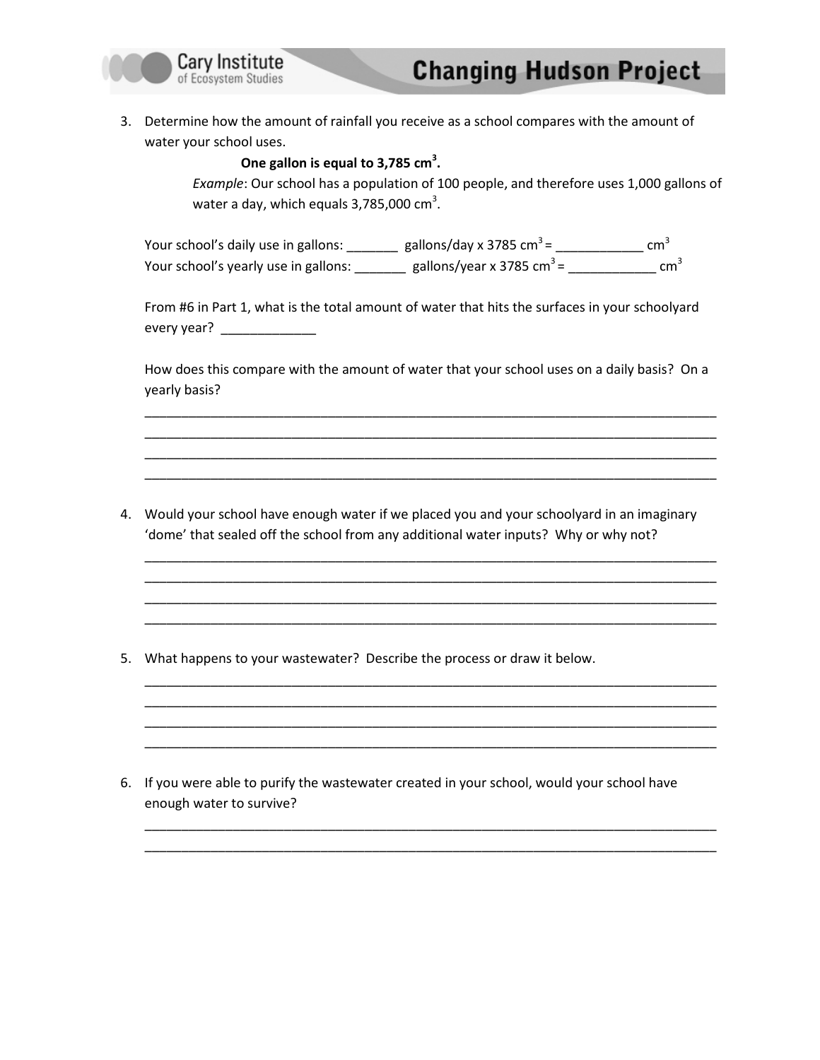3. Determine how the amount of rainfall you receive as a school compares with the amount of water your school uses.

   **One gallon is equal to 3,785 $cm^3$.**

   *Example*: Our school has a population of 100 people, and therefore uses 1,000 gallons of water a day, which equals 3,785,000 $cm^3$.

   Your school's daily use in gallons: _______ gallons/day x 3785 $cm^3$ = ____________ $cm^3$

   Your school's yearly use in gallons: _______ gallons/year x 3785 $cm^3$ = ____________ $cm^3$

   From #6 in Part 1, what is the total amount of water that hits the surfaces in your schoolyard every year? _____________

   How does this compare with the amount of water that your school uses on a daily basis? On a yearly basis?

   ________________________________________________________________________________
   ________________________________________________________________________________
   ________________________________________________________________________________
   ________________________________________________________________________________

4. Would your school have enough water if we placed you and your schoolyard in an imaginary 'dome' that sealed off the school from any additional water inputs? Why or why not?

   ________________________________________________________________________________
   ________________________________________________________________________________
   ________________________________________________________________________________
   ________________________________________________________________________________

5. What happens to your wastewater? Describe the process or draw it below.

   ________________________________________________________________________________
   ________________________________________________________________________________
   ________________________________________________________________________________
   ________________________________________________________________________________

6. If you were able to purify the wastewater created in your school, would your school have enough water to survive?

   ________________________________________________________________________________
   ________________________________________________________________________________